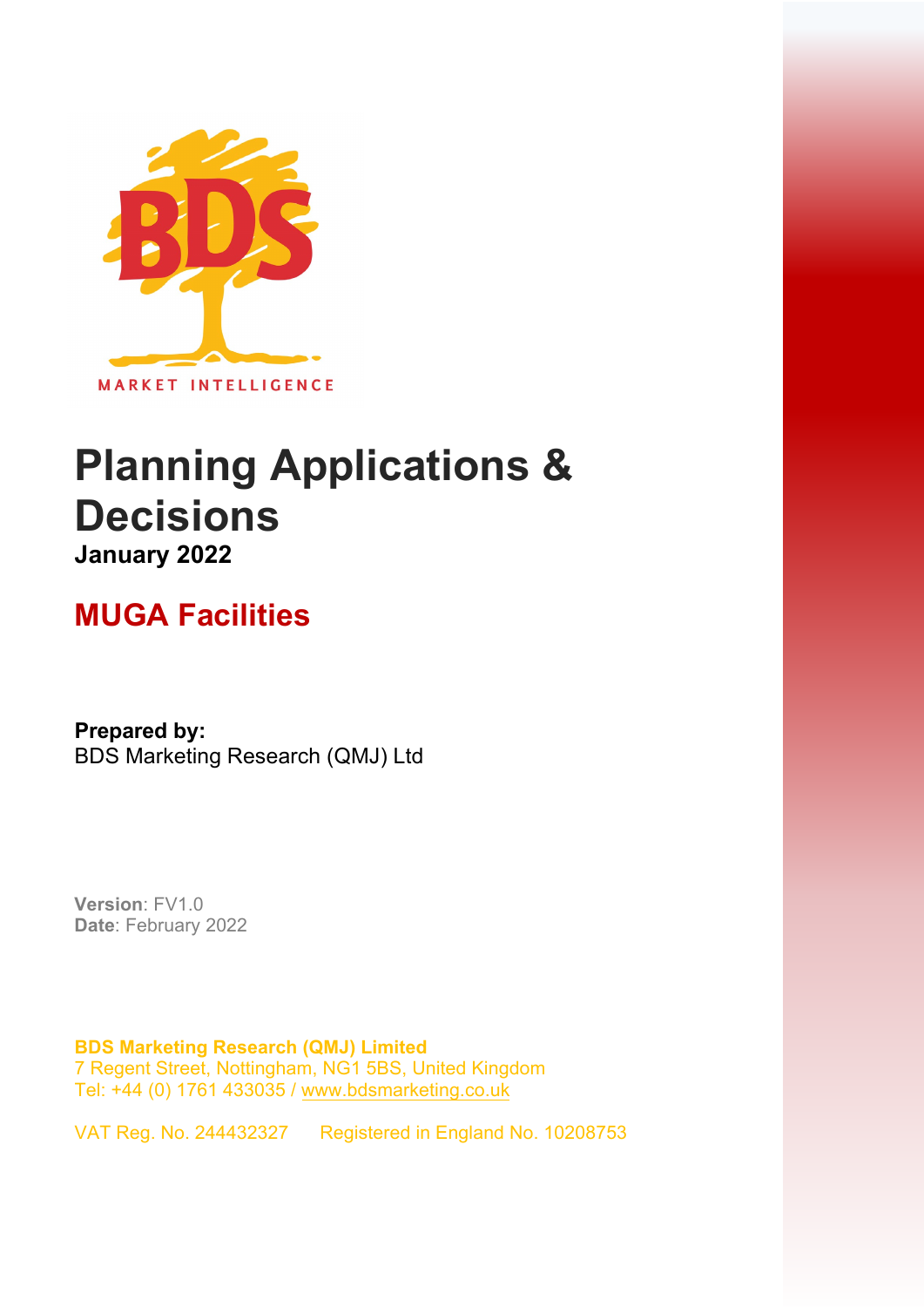BDS

MARKET INTELLIGENCE

# Planning Applications & Decisions

**January 2022**

## MUGA Facilities

**Prepared by:**
BDS Marketing Research (QMJ) Ltd

**Version**: FV1.0
**Date**: February 2022

**BDS Marketing Research (QMJ) Limited**
7 Regent Street, Nottingham, NG1 5BS, United Kingdom
Tel: +44 (0) 1761 433035 / www.bdsmarketing.co.uk

VAT Reg. No. 244432327     Registered in England No. 10208753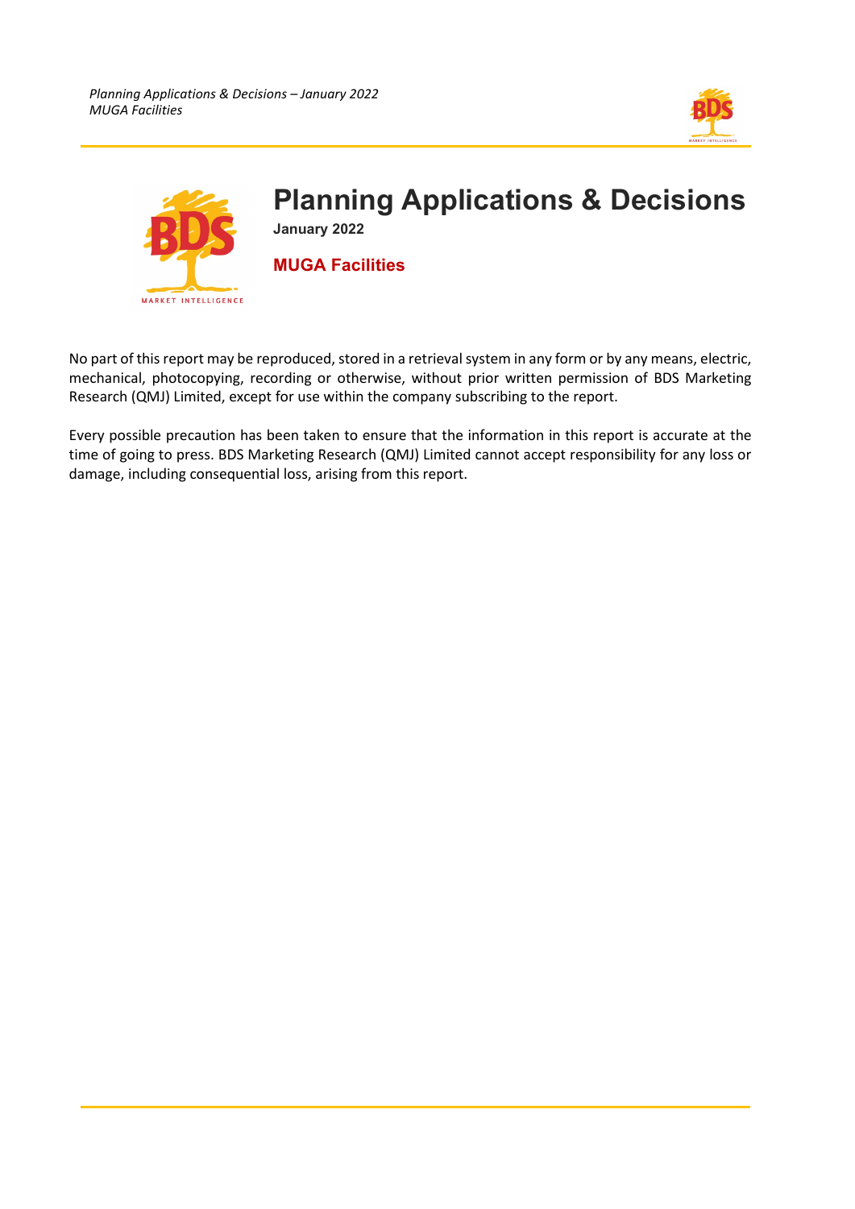# Planning Applications & Decisions

**January 2022**

## MUGA Facilities

No part of this report may be reproduced, stored in a retrieval system in any form or by any means, electric, mechanical, photocopying, recording or otherwise, without prior written permission of BDS Marketing Research (QMJ) Limited, except for use within the company subscribing to the report.

Every possible precaution has been taken to ensure that the information in this report is accurate at the time of going to press. BDS Marketing Research (QMJ) Limited cannot accept responsibility for any loss or damage, including consequential loss, arising from this report.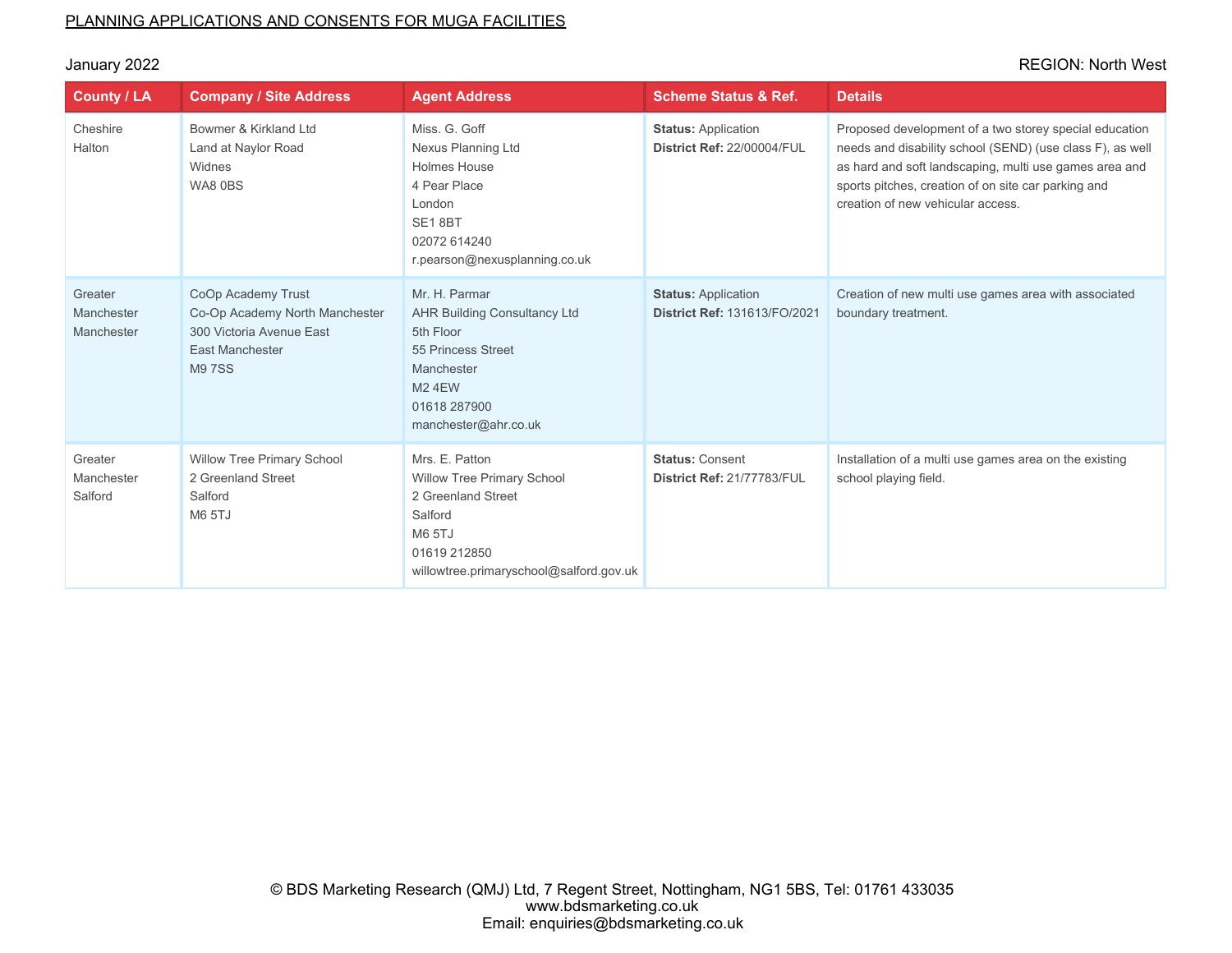PLANNING APPLICATIONS AND CONSENTS FOR MUGA FACILITIES

January 2022

REGION: North West

| County / LA | Company / Site Address | Agent Address | Scheme Status & Ref. | Details |
|---|---|---|---|---|
| Cheshire<br>Halton | Bowmer & Kirkland Ltd<br>Land at Naylor Road<br>Widnes<br>WA8 0BS | Miss. G. Goff<br>Nexus Planning Ltd<br>Holmes House<br>4 Pear Place<br>London<br>SE1 8BT<br>02072 614240<br>r.pearson@nexusplanning.co.uk | **Status:** Application<br>**District Ref:** 22/00004/FUL | Proposed development of a two storey special education needs and disability school (SEND) (use class F), as well as hard and soft landscaping, multi use games area and sports pitches, creation of on site car parking and creation of new vehicular access. |
| Greater Manchester<br>Manchester | CoOp Academy Trust<br>Co-Op Academy North Manchester<br>300 Victoria Avenue East<br>East Manchester<br>M9 7SS | Mr. H. Parmar<br>AHR Building Consultancy Ltd<br>5th Floor<br>55 Princess Street<br>Manchester<br>M2 4EW<br>01618 287900<br>manchester@ahr.co.uk | **Status:** Application<br>**District Ref:** 131613/FO/2021 | Creation of new multi use games area with associated boundary treatment. |
| Greater Manchester<br>Salford | Willow Tree Primary School<br>2 Greenland Street<br>Salford<br>M6 5TJ | Mrs. E. Patton<br>Willow Tree Primary School<br>2 Greenland Street<br>Salford<br>M6 5TJ<br>01619 212850<br>willowtree.primaryschool@salford.gov.uk | **Status:** Consent<br>**District Ref:** 21/77783/FUL | Installation of a multi use games area on the existing school playing field. |

© BDS Marketing Research (QMJ) Ltd, 7 Regent Street, Nottingham, NG1 5BS, Tel: 01761 433035
www.bdsmarketing.co.uk
Email: enquiries@bdsmarketing.co.uk